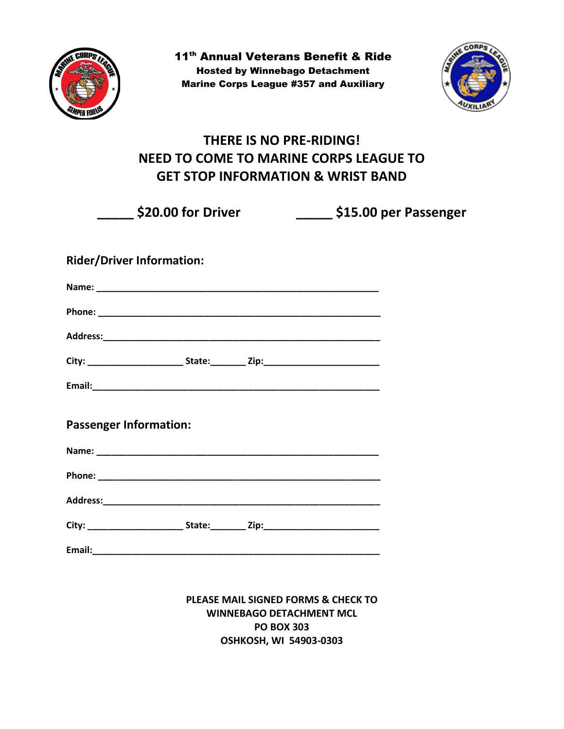# 11th Annual Veterans Benefit & Ride

**Hosted by Winnebago Detachment**
**Marine Corps League #357 and Auxiliary**

## THERE IS NO PRE-RIDING!
## NEED TO COME TO MARINE CORPS LEAGUE TO GET STOP INFORMATION & WRIST BAND

**_____ $20.00 for Driver** **_____ $15.00 per Passenger**

### Rider/Driver Information:

**Name:** _______________________________________________

**Phone:** _______________________________________________

**Address:**_______________________________________________

**City:** ________________ **State:**______ **Zip:**__________________

**Email:**_______________________________________________

### Passenger Information:

**Name:** _______________________________________________

**Phone:** _______________________________________________

**Address:**_______________________________________________

**City:** ________________ **State:**______ **Zip:**__________________

**Email:**_______________________________________________

**PLEASE MAIL SIGNED FORMS & CHECK TO**
**WINNEBAGO DETACHMENT MCL**
**PO BOX 303**
**OSHKOSH, WI 54903-0303**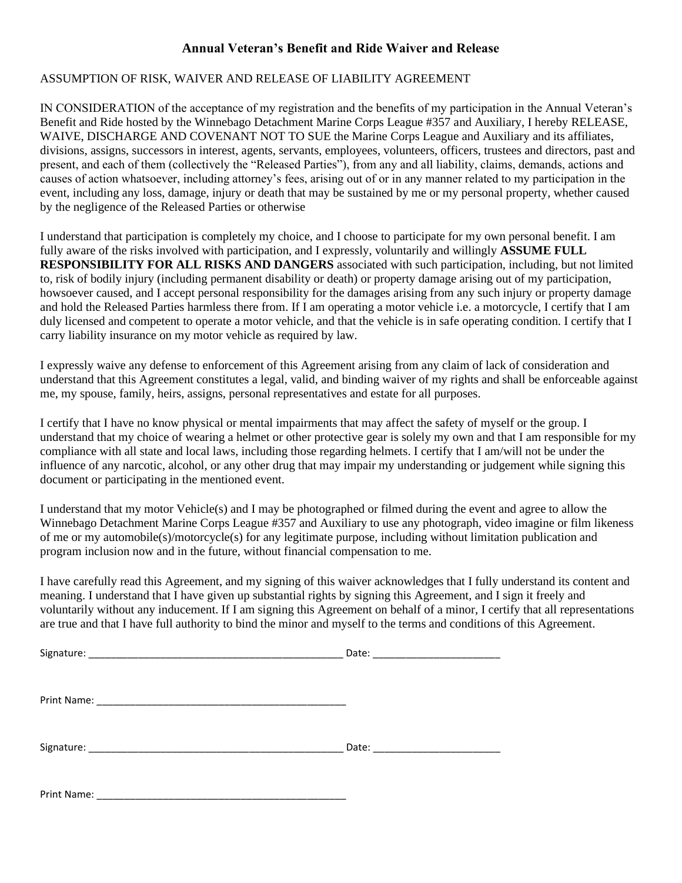# Annual Veteran's Benefit and Ride Waiver and Release

ASSUMPTION OF RISK, WAIVER AND RELEASE OF LIABILITY AGREEMENT

IN CONSIDERATION of the acceptance of my registration and the benefits of my participation in the Annual Veteran's Benefit and Ride hosted by the Winnebago Detachment Marine Corps League #357 and Auxiliary, I hereby RELEASE, WAIVE, DISCHARGE AND COVENANT NOT TO SUE the Marine Corps League and Auxiliary and its affiliates, divisions, assigns, successors in interest, agents, servants, employees, volunteers, officers, trustees and directors, past and present, and each of them (collectively the "Released Parties"), from any and all liability, claims, demands, actions and causes of action whatsoever, including attorney's fees, arising out of or in any manner related to my participation in the event, including any loss, damage, injury or death that may be sustained by me or my personal property, whether caused by the negligence of the Released Parties or otherwise

I understand that participation is completely my choice, and I choose to participate for my own personal benefit. I am fully aware of the risks involved with participation, and I expressly, voluntarily and willingly **ASSUME FULL RESPONSIBILITY FOR ALL RISKS AND DANGERS** associated with such participation, including, but not limited to, risk of bodily injury (including permanent disability or death) or property damage arising out of my participation, howsoever caused, and I accept personal responsibility for the damages arising from any such injury or property damage and hold the Released Parties harmless there from. If I am operating a motor vehicle i.e. a motorcycle, I certify that I am duly licensed and competent to operate a motor vehicle, and that the vehicle is in safe operating condition. I certify that I carry liability insurance on my motor vehicle as required by law.

I expressly waive any defense to enforcement of this Agreement arising from any claim of lack of consideration and understand that this Agreement constitutes a legal, valid, and binding waiver of my rights and shall be enforceable against me, my spouse, family, heirs, assigns, personal representatives and estate for all purposes.

I certify that I have no know physical or mental impairments that may affect the safety of myself or the group. I understand that my choice of wearing a helmet or other protective gear is solely my own and that I am responsible for my compliance with all state and local laws, including those regarding helmets. I certify that I am/will not be under the influence of any narcotic, alcohol, or any other drug that may impair my understanding or judgement while signing this document or participating in the mentioned event.

I understand that my motor Vehicle(s) and I may be photographed or filmed during the event and agree to allow the Winnebago Detachment Marine Corps League #357 and Auxiliary to use any photograph, video imagine or film likeness of me or my automobile(s)/motorcycle(s) for any legitimate purpose, including without limitation publication and program inclusion now and in the future, without financial compensation to me.

I have carefully read this Agreement, and my signing of this waiver acknowledges that I fully understand its content and meaning. I understand that I have given up substantial rights by signing this Agreement, and I sign it freely and voluntarily without any inducement. If I am signing this Agreement on behalf of a minor, I certify that all representations are true and that I have full authority to bind the minor and myself to the terms and conditions of this Agreement.

Signature: ______________________________________________ Date: _______________________

Print Name: ______________________________________________

Signature: ______________________________________________ Date: _______________________

Print Name: ______________________________________________